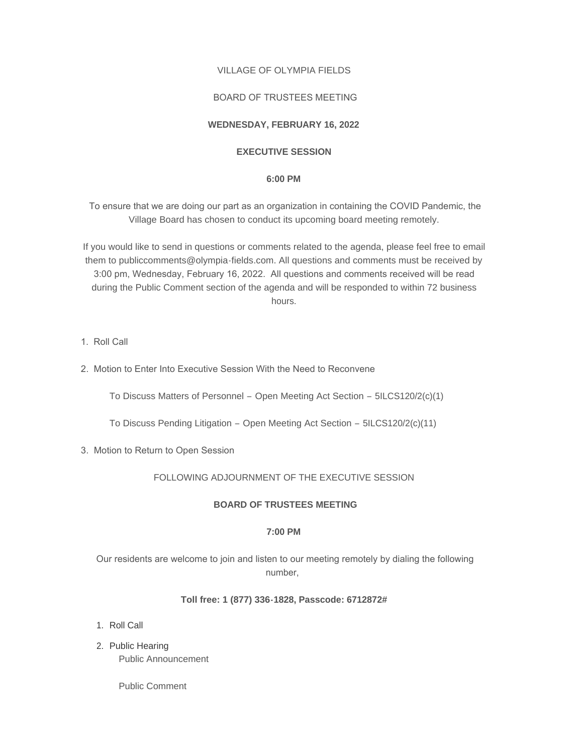VILLAGE OF OLYMPIA FIELDS

BOARD OF TRUSTEES MEETING

**WEDNESDAY, FEBRUARY 16, 2022**

**EXECUTIVE SESSION**

**6:00 PM**

To ensure that we are doing our part as an organization in containing the COVID Pandemic, the Village Board has chosen to conduct its upcoming board meeting remotely.

If you would like to send in questions or comments related to the agenda, please feel free to email them to publiccomments@olympia-fields.com. All questions and comments must be received by 3:00 pm, Wednesday, February 16, 2022. All questions and comments received will be read during the Public Comment section of the agenda and will be responded to within 72 business hours.

1. Roll Call
2. Motion to Enter Into Executive Session With the Need to Reconvene

   To Discuss Matters of Personnel – Open Meeting Act Section – 5ILCS120/2(c)(1)

   To Discuss Pending Litigation – Open Meeting Act Section – 5ILCS120/2(c)(11)

3. Motion to Return to Open Session

FOLLOWING ADJOURNMENT OF THE EXECUTIVE SESSION

**BOARD OF TRUSTEES MEETING**

**7:00 PM**

Our residents are welcome to join and listen to our meeting remotely by dialing the following number,

**Toll free: 1 (877) 336-1828, Passcode: 6712872#**

1. Roll Call
2. Public Hearing

   Public Announcement

   Public Comment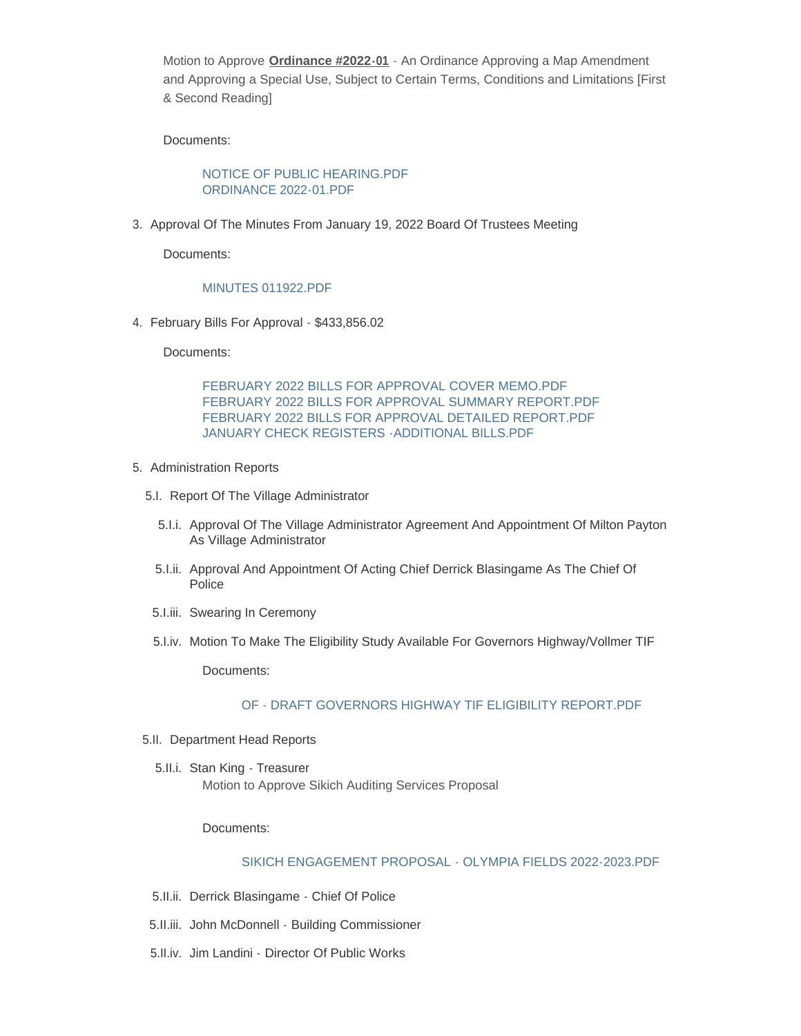Motion to Approve **Ordinance #2022-01** - An Ordinance Approving a Map Amendment and Approving a Special Use, Subject to Certain Terms, Conditions and Limitations [First & Second Reading]

Documents:

NOTICE OF PUBLIC HEARING.PDF
ORDINANCE 2022-01.PDF

3. Approval Of The Minutes From January 19, 2022 Board Of Trustees Meeting

   Documents:

   MINUTES 011922.PDF

4. February Bills For Approval - $433,856.02

   Documents:

   FEBRUARY 2022 BILLS FOR APPROVAL COVER MEMO.PDF
   FEBRUARY 2022 BILLS FOR APPROVAL SUMMARY REPORT.PDF
   FEBRUARY 2022 BILLS FOR APPROVAL DETAILED REPORT.PDF
   JANUARY CHECK REGISTERS -ADDITIONAL BILLS.PDF

5. Administration Reports

   5.I. Report Of The Village Administrator

   5.I.i. Approval Of The Village Administrator Agreement And Appointment Of Milton Payton As Village Administrator

   5.I.ii. Approval And Appointment Of Acting Chief Derrick Blasingame As The Chief Of Police

   5.I.iii. Swearing In Ceremony

   5.I.iv. Motion To Make The Eligibility Study Available For Governors Highway/Vollmer TIF

   Documents:

   OF - DRAFT GOVERNORS HIGHWAY TIF ELIGIBILITY REPORT.PDF

   5.II. Department Head Reports

   5.II.i. Stan King - Treasurer
   Motion to Approve Sikich Auditing Services Proposal

   Documents:

   SIKICH ENGAGEMENT PROPOSAL - OLYMPIA FIELDS 2022-2023.PDF

   5.II.ii. Derrick Blasingame - Chief Of Police

   5.II.iii. John McDonnell - Building Commissioner

   5.II.iv. Jim Landini - Director Of Public Works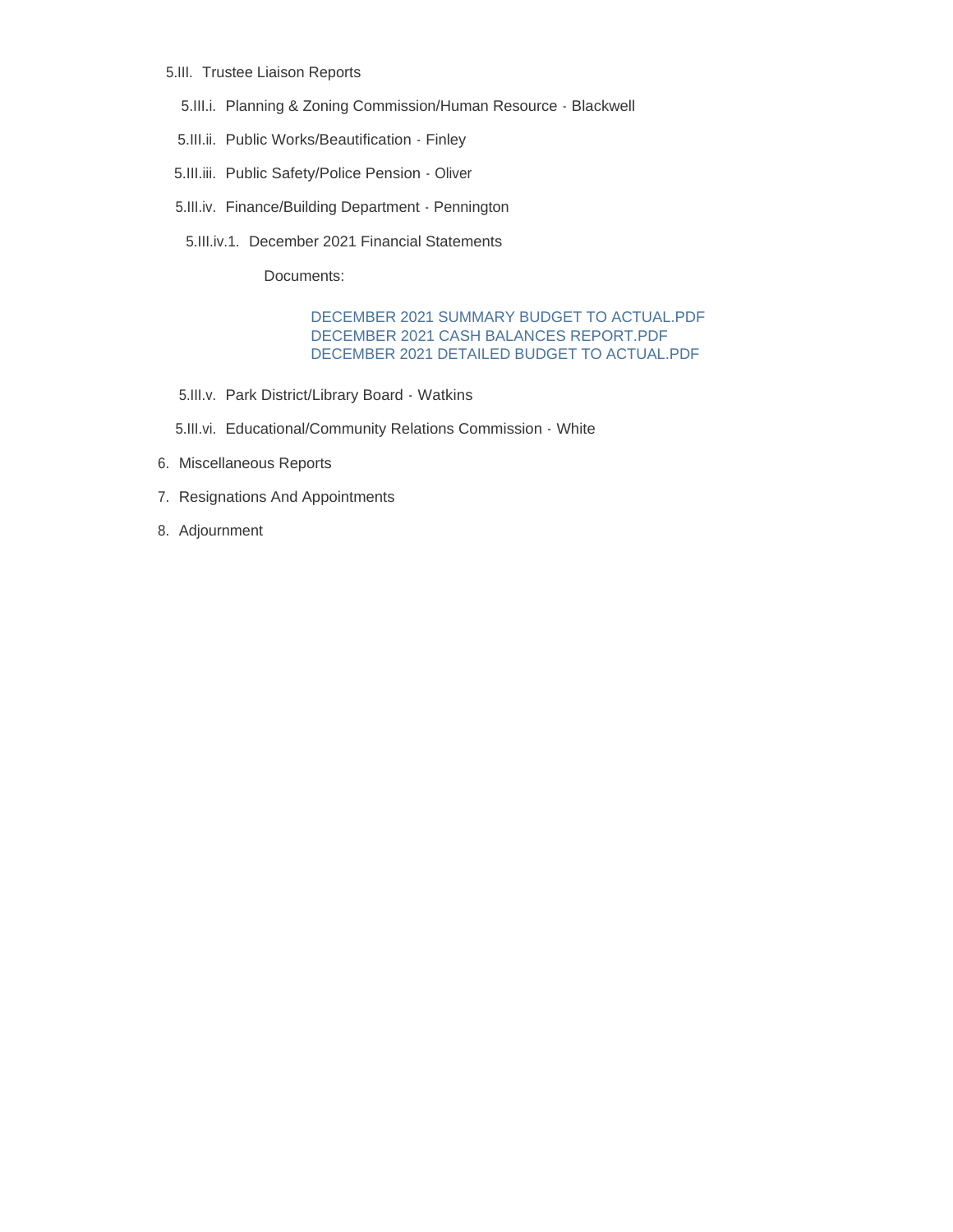5.III. Trustee Liaison Reports

5.III.i. Planning & Zoning Commission/Human Resource - Blackwell

5.III.ii. Public Works/Beautification - Finley

5.III.iii. Public Safety/Police Pension - Oliver

5.III.iv. Finance/Building Department - Pennington

5.III.iv.1. December 2021 Financial Statements

Documents:

DECEMBER 2021 SUMMARY BUDGET TO ACTUAL.PDF
DECEMBER 2021 CASH BALANCES REPORT.PDF
DECEMBER 2021 DETAILED BUDGET TO ACTUAL.PDF

5.III.v. Park District/Library Board - Watkins

5.III.vi. Educational/Community Relations Commission - White

6. Miscellaneous Reports

7. Resignations And Appointments

8. Adjournment